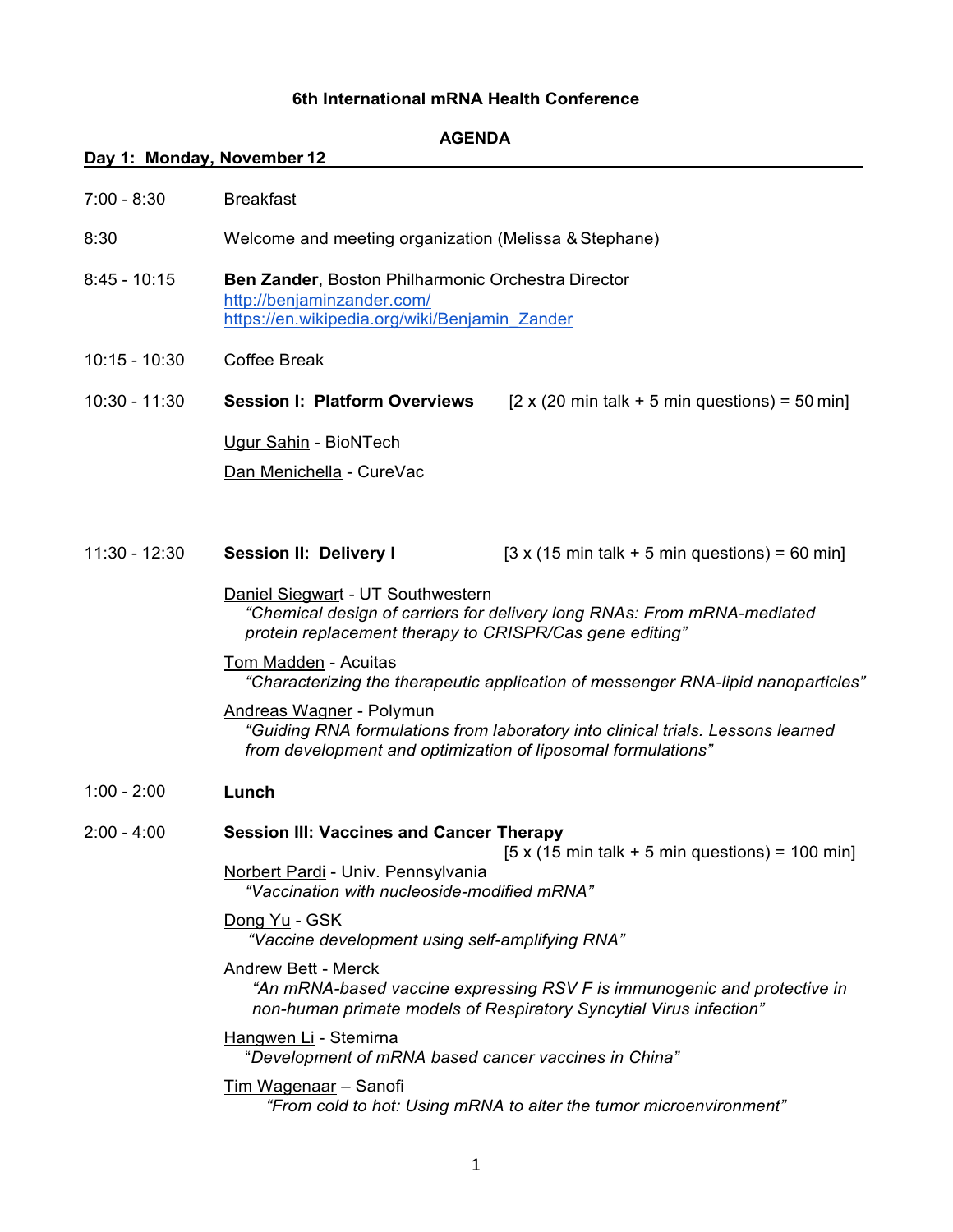# 6th International mRNA Health Conference

## AGENDA

### Day 1: Monday, November 12

7:00 - 8:30 Breakfast

8:30 Welcome and meeting organization (Melissa & Stephane)

8:45 - 10:15 **Ben Zander**, Boston Philharmonic Orchestra Director
http://benjaminzander.com/
https://en.wikipedia.org/wiki/Benjamin_Zander

10:15 - 10:30 Coffee Break

10:30 - 11:30 **Session I: Platform Overviews** [2 x (20 min talk + 5 min questions) = 50 min]

Ugur Sahin - BioNTech

Dan Menichella - CureVac

11:30 - 12:30 **Session II: Delivery I** [3 x (15 min talk + 5 min questions) = 60 min]

Daniel Siegwart - UT Southwestern
*"Chemical design of carriers for delivery long RNAs: From mRNA-mediated protein replacement therapy to CRISPR/Cas gene editing"*

Tom Madden - Acuitas
*"Characterizing the therapeutic application of messenger RNA-lipid nanoparticles"*

Andreas Wagner - Polymun
*"Guiding RNA formulations from laboratory into clinical trials. Lessons learned from development and optimization of liposomal formulations"*

1:00 - 2:00 **Lunch**

2:00 - 4:00 **Session III: Vaccines and Cancer Therapy** [5 x (15 min talk + 5 min questions) = 100 min]

Norbert Pardi - Univ. Pennsylvania
*"Vaccination with nucleoside-modified mRNA"*

Dong Yu - GSK
*"Vaccine development using self-amplifying RNA"*

Andrew Bett - Merck
*"An mRNA-based vaccine expressing RSV F is immunogenic and protective in non-human primate models of Respiratory Syncytial Virus infection"*

Hangwen Li - Stemirna
*"Development of mRNA based cancer vaccines in China"*

Tim Wagenaar – Sanofi
*"From cold to hot: Using mRNA to alter the tumor microenvironment"*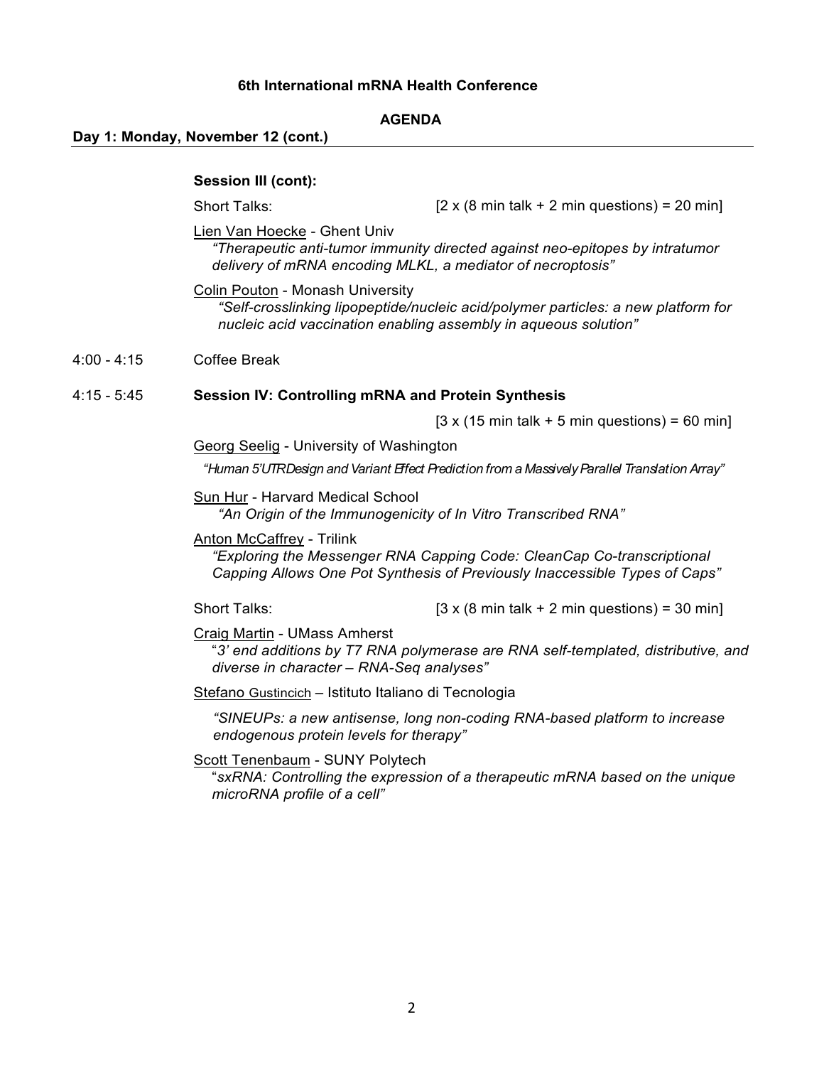**6th International mRNA Health Conference**

**AGENDA**

**Day 1: Monday, November 12 (cont.)**

**Session III (cont):**

Short Talks: [2 x (8 min talk + 2 min questions) = 20 min]

Lien Van Hoecke - Ghent Univ
*"Therapeutic anti-tumor immunity directed against neo-epitopes by intratumor delivery of mRNA encoding MLKL, a mediator of necroptosis"*

Colin Pouton - Monash University
*"Self-crosslinking lipopeptide/nucleic acid/polymer particles: a new platform for nucleic acid vaccination enabling assembly in aqueous solution"*

4:00 - 4:15 Coffee Break

4:15 - 5:45 **Session IV: Controlling mRNA and Protein Synthesis**

[3 x (15 min talk + 5 min questions) = 60 min]

Georg Seelig - University of Washington
*"Human 5'UTRDesign and Variant Effect Prediction from a Massively Parallel Translation Array"*

Sun Hur - Harvard Medical School
*"An Origin of the Immunogenicity of In Vitro Transcribed RNA"*

Anton McCaffrey - Trilink
*"Exploring the Messenger RNA Capping Code: CleanCap Co-transcriptional Capping Allows One Pot Synthesis of Previously Inaccessible Types of Caps"*

Short Talks: [3 x (8 min talk + 2 min questions) = 30 min]

Craig Martin - UMass Amherst
"*3' end additions by T7 RNA polymerase are RNA self-templated, distributive, and diverse in character – RNA-Seq analyses"*

Stefano Gustincich – Istituto Italiano di Tecnologia
*"SINEUPs: a new antisense, long non-coding RNA-based platform to increase endogenous protein levels for therapy"*

Scott Tenenbaum - SUNY Polytech
"*sxRNA: Controlling the expression of a therapeutic mRNA based on the unique microRNA profile of a cell"*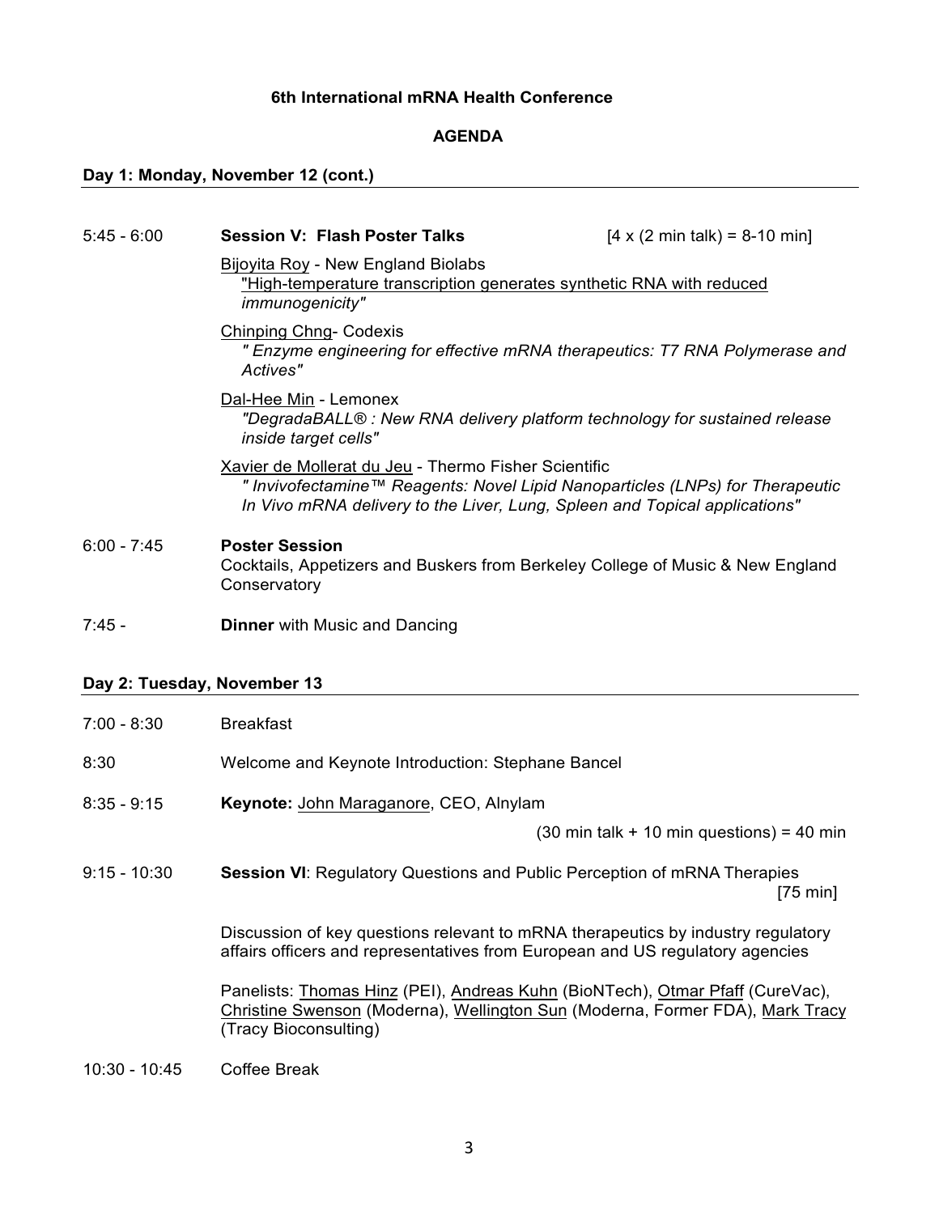**6th International mRNA Health Conference**

**AGENDA**

**Day 1: Monday, November 12 (cont.)**

5:45 - 6:00 **Session V: Flash Poster Talks** [4 x (2 min talk) = 8-10 min]

Bijoyita Roy - New England Biolabs
*"High-temperature transcription generates synthetic RNA with reduced immunogenicity"*

Chinping Chng- Codexis
*" Enzyme engineering for effective mRNA therapeutics: T7 RNA Polymerase and Actives"*

Dal-Hee Min - Lemonex
*"DegradaBALL® : New RNA delivery platform technology for sustained release inside target cells"*

Xavier de Mollerat du Jeu - Thermo Fisher Scientific
*" Invivofectamine™ Reagents: Novel Lipid Nanoparticles (LNPs) for Therapeutic In Vivo mRNA delivery to the Liver, Lung, Spleen and Topical applications"*

6:00 - 7:45 **Poster Session**
Cocktails, Appetizers and Buskers from Berkeley College of Music & New England Conservatory

7:45 - **Dinner** with Music and Dancing

**Day 2: Tuesday, November 13**

7:00 - 8:30 Breakfast

8:30 Welcome and Keynote Introduction: Stephane Bancel

8:35 - 9:15 **Keynote:** John Maraganore, CEO, Alnylam

(30 min talk + 10 min questions) = 40 min

9:15 - 10:30 **Session VI**: Regulatory Questions and Public Perception of mRNA Therapies [75 min]

Discussion of key questions relevant to mRNA therapeutics by industry regulatory affairs officers and representatives from European and US regulatory agencies

Panelists: Thomas Hinz (PEI), Andreas Kuhn (BioNTech), Otmar Pfaff (CureVac), Christine Swenson (Moderna), Wellington Sun (Moderna, Former FDA), Mark Tracy (Tracy Bioconsulting)

10:30 - 10:45 Coffee Break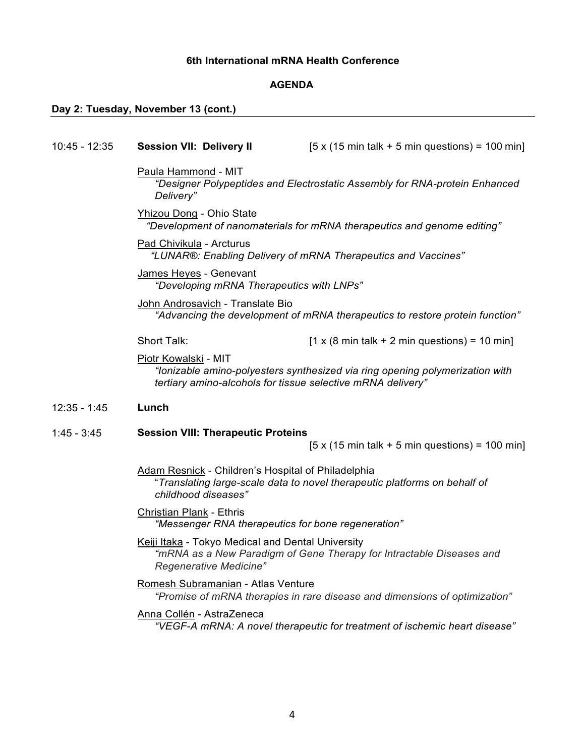**6th International mRNA Health Conference**

**AGENDA**

**Day 2: Tuesday, November 13 (cont.)**

---

10:45 - 12:35 **Session VII: Delivery II** [5 x (15 min talk + 5 min questions) = 100 min]

Paula Hammond - MIT
*"Designer Polypeptides and Electrostatic Assembly for RNA-protein Enhanced Delivery"*

Yhizou Dong - Ohio State
*"Development of nanomaterials for mRNA therapeutics and genome editing"*

Pad Chivikula - Arcturus
*"LUNAR®: Enabling Delivery of mRNA Therapeutics and Vaccines"*

James Heyes - Genevant
*"Developing mRNA Therapeutics with LNPs"*

John Androsavich - Translate Bio
*"Advancing the development of mRNA therapeutics to restore protein function"*

Short Talk: [1 x (8 min talk + 2 min questions) = 10 min]

Piotr Kowalski - MIT
*"Ionizable amino-polyesters synthesized via ring opening polymerization with tertiary amino-alcohols for tissue selective mRNA delivery"*

12:35 - 1:45 **Lunch**

1:45 - 3:45 **Session VIII: Therapeutic Proteins**
[5 x (15 min talk + 5 min questions) = 100 min]

Adam Resnick - Children's Hospital of Philadelphia
*"Translating large-scale data to novel therapeutic platforms on behalf of childhood diseases"*

Christian Plank - Ethris
*"Messenger RNA therapeutics for bone regeneration"*

Keiji Itaka - Tokyo Medical and Dental University
*"mRNA as a New Paradigm of Gene Therapy for Intractable Diseases and Regenerative Medicine"*

Romesh Subramanian - Atlas Venture
*"Promise of mRNA therapies in rare disease and dimensions of optimization"*

Anna Collén - AstraZeneca
*"VEGF-A mRNA: A novel therapeutic for treatment of ischemic heart disease"*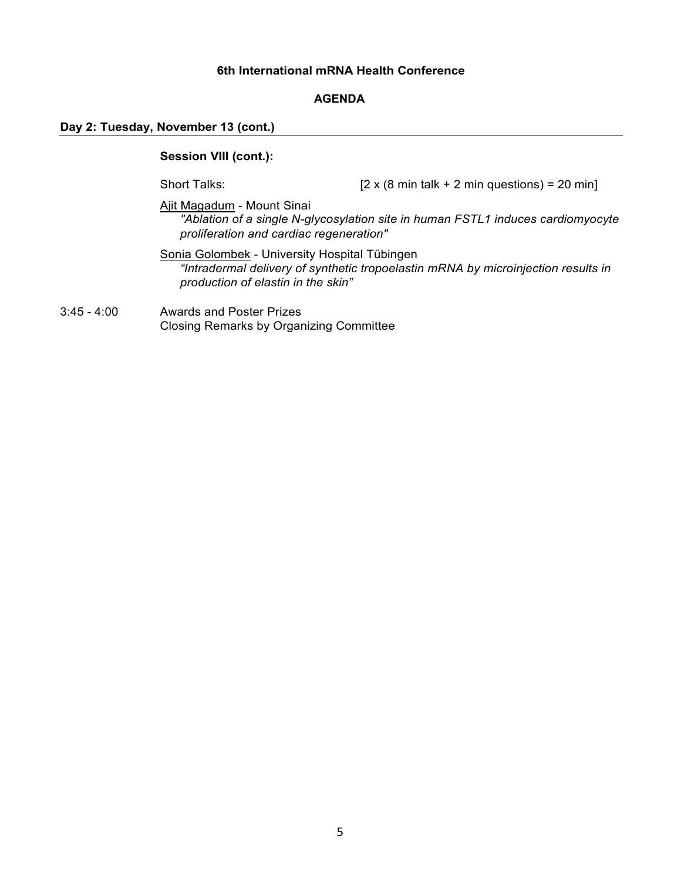**6th International mRNA Health Conference**

**AGENDA**

**Day 2: Tuesday, November 13 (cont.)**

---

**Session VIII (cont.):**

Short Talks: [2 x (8 min talk + 2 min questions) = 20 min]

Ajit Magadum - Mount Sinai
*"Ablation of a single N-glycosylation site in human FSTL1 induces cardiomyocyte proliferation and cardiac regeneration"*

Sonia Golombek - University Hospital Tübingen
*"Intradermal delivery of synthetic tropoelastin mRNA by microinjection results in production of elastin in the skin"*

3:45 - 4:00 Awards and Poster Prizes
Closing Remarks by Organizing Committee